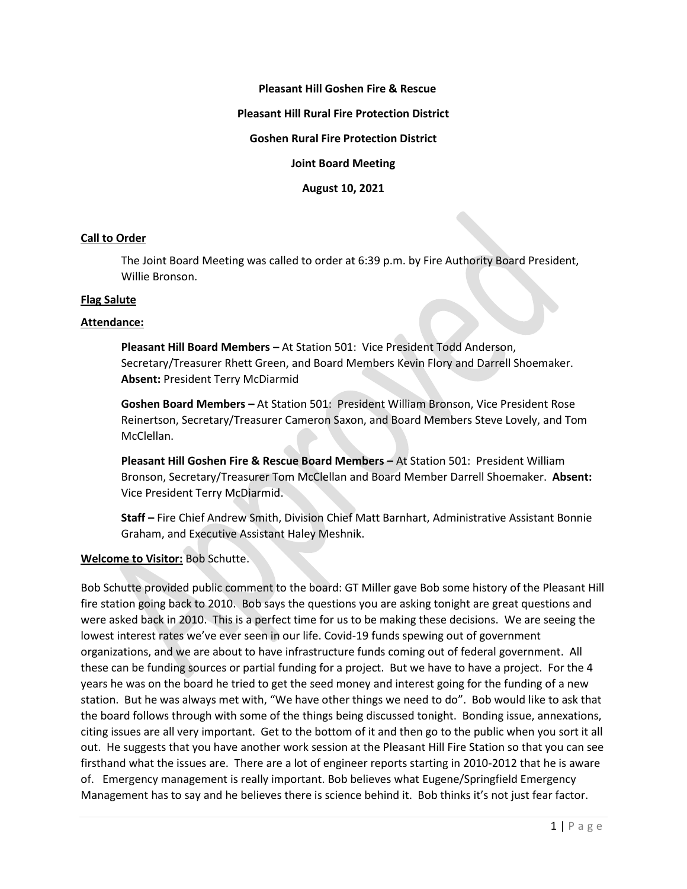**Pleasant Hill Goshen Fire & Rescue**

**Pleasant Hill Rural Fire Protection District**

**Goshen Rural Fire Protection District**

**Joint Board Meeting**

**August 10, 2021**

**Call to Order**

The Joint Board Meeting was called to order at 6:39 p.m. by Fire Authority Board President, Willie Bronson.

**Flag Salute**

**Attendance:**

**Pleasant Hill Board Members –** At Station 501: Vice President Todd Anderson, Secretary/Treasurer Rhett Green, and Board Members Kevin Flory and Darrell Shoemaker. **Absent:** President Terry McDiarmid

**Goshen Board Members –** At Station 501: President William Bronson, Vice President Rose Reinertson, Secretary/Treasurer Cameron Saxon, and Board Members Steve Lovely, and Tom McClellan.

**Pleasant Hill Goshen Fire & Rescue Board Members –** At Station 501: President William Bronson, Secretary/Treasurer Tom McClellan and Board Member Darrell Shoemaker. **Absent:** Vice President Terry McDiarmid.

**Staff –** Fire Chief Andrew Smith, Division Chief Matt Barnhart, Administrative Assistant Bonnie Graham, and Executive Assistant Haley Meshnik.

**Welcome to Visitor:** Bob Schutte.

Bob Schutte provided public comment to the board: GT Miller gave Bob some history of the Pleasant Hill fire station going back to 2010. Bob says the questions you are asking tonight are great questions and were asked back in 2010. This is a perfect time for us to be making these decisions. We are seeing the lowest interest rates we've ever seen in our life. Covid-19 funds spewing out of government organizations, and we are about to have infrastructure funds coming out of federal government. All these can be funding sources or partial funding for a project. But we have to have a project. For the 4 years he was on the board he tried to get the seed money and interest going for the funding of a new station. But he was always met with, "We have other things we need to do". Bob would like to ask that the board follows through with some of the things being discussed tonight. Bonding issue, annexations, citing issues are all very important. Get to the bottom of it and then go to the public when you sort it all out. He suggests that you have another work session at the Pleasant Hill Fire Station so that you can see firsthand what the issues are. There are a lot of engineer reports starting in 2010-2012 that he is aware of. Emergency management is really important. Bob believes what Eugene/Springfield Emergency Management has to say and he believes there is science behind it. Bob thinks it's not just fear factor.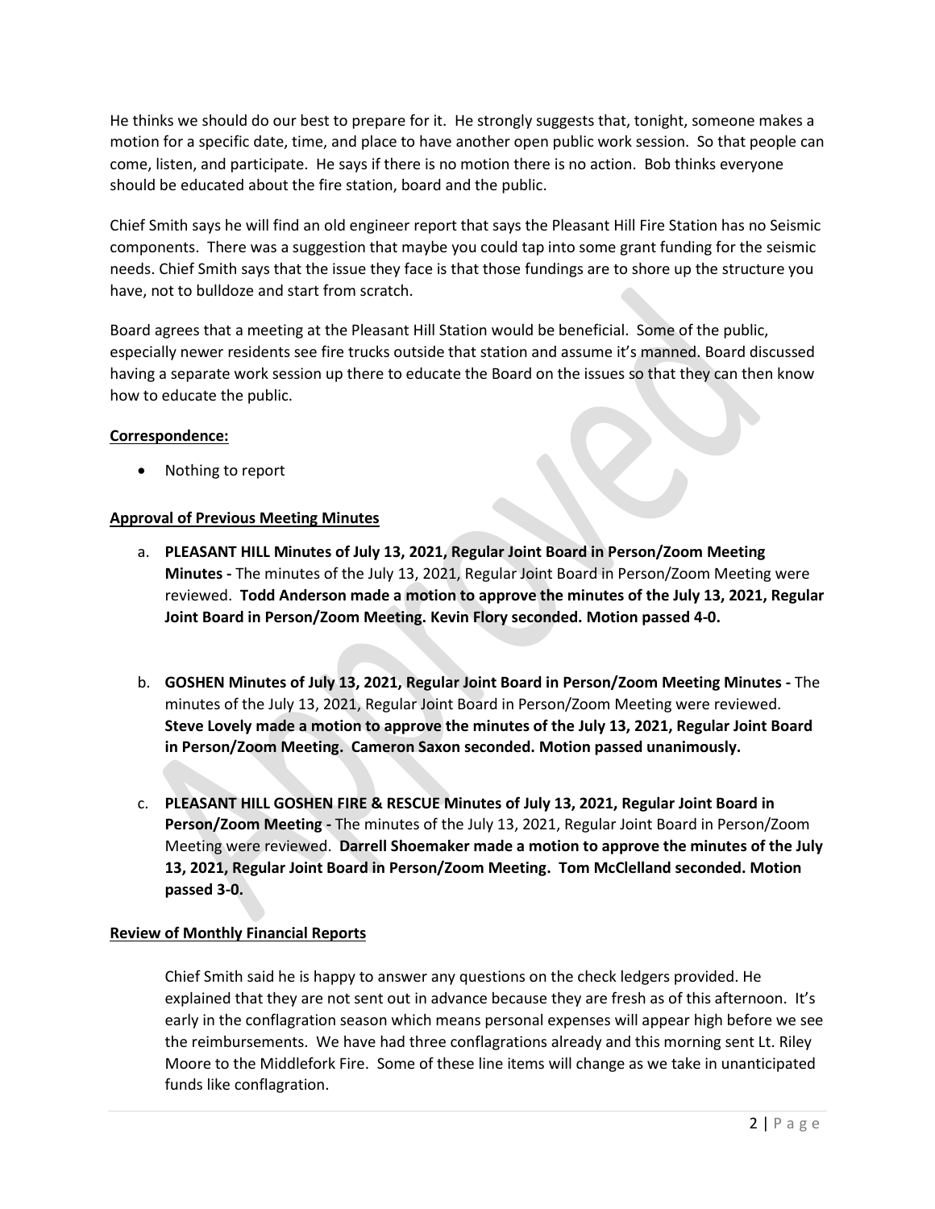He thinks we should do our best to prepare for it. He strongly suggests that, tonight, someone makes a motion for a specific date, time, and place to have another open public work session. So that people can come, listen, and participate. He says if there is no motion there is no action. Bob thinks everyone should be educated about the fire station, board and the public.

Chief Smith says he will find an old engineer report that says the Pleasant Hill Fire Station has no Seismic components. There was a suggestion that maybe you could tap into some grant funding for the seismic needs. Chief Smith says that the issue they face is that those fundings are to shore up the structure you have, not to bulldoze and start from scratch.

Board agrees that a meeting at the Pleasant Hill Station would be beneficial. Some of the public, especially newer residents see fire trucks outside that station and assume it's manned. Board discussed having a separate work session up there to educate the Board on the issues so that they can then know how to educate the public.

**Correspondence:**

- Nothing to report

**Approval of Previous Meeting Minutes**

a. **PLEASANT HILL Minutes of July 13, 2021, Regular Joint Board in Person/Zoom Meeting Minutes -** The minutes of the July 13, 2021, Regular Joint Board in Person/Zoom Meeting were reviewed. **Todd Anderson made a motion to approve the minutes of the July 13, 2021, Regular Joint Board in Person/Zoom Meeting. Kevin Flory seconded. Motion passed 4-0.**

b. **GOSHEN Minutes of July 13, 2021, Regular Joint Board in Person/Zoom Meeting Minutes -** The minutes of the July 13, 2021, Regular Joint Board in Person/Zoom Meeting were reviewed. **Steve Lovely made a motion to approve the minutes of the July 13, 2021, Regular Joint Board in Person/Zoom Meeting. Cameron Saxon seconded. Motion passed unanimously.**

c. **PLEASANT HILL GOSHEN FIRE & RESCUE Minutes of July 13, 2021, Regular Joint Board in Person/Zoom Meeting -** The minutes of the July 13, 2021, Regular Joint Board in Person/Zoom Meeting were reviewed. **Darrell Shoemaker made a motion to approve the minutes of the July 13, 2021, Regular Joint Board in Person/Zoom Meeting. Tom McClelland seconded. Motion passed 3-0.**

**Review of Monthly Financial Reports**

Chief Smith said he is happy to answer any questions on the check ledgers provided. He explained that they are not sent out in advance because they are fresh as of this afternoon. It's early in the conflagration season which means personal expenses will appear high before we see the reimbursements. We have had three conflagrations already and this morning sent Lt. Riley Moore to the Middlefork Fire. Some of these line items will change as we take in unanticipated funds like conflagration.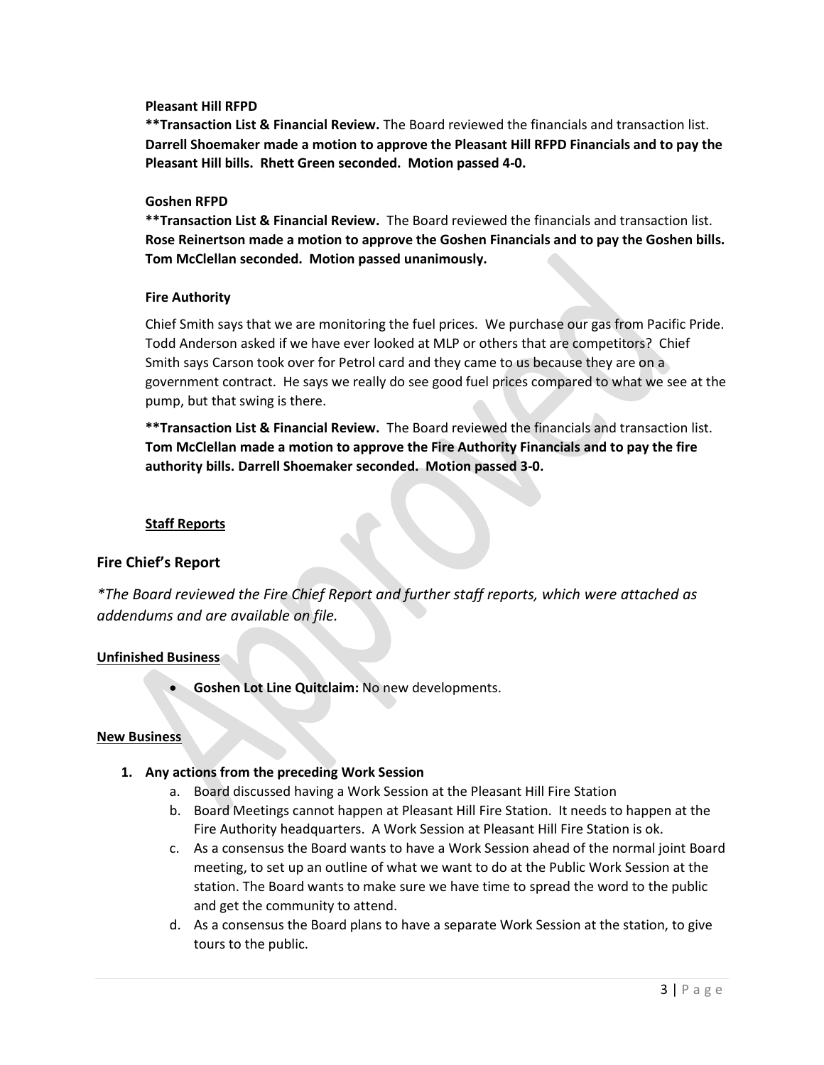**Pleasant Hill RFPD**

****Transaction List & Financial Review.** The Board reviewed the financials and transaction list. **Darrell Shoemaker made a motion to approve the Pleasant Hill RFPD Financials and to pay the Pleasant Hill bills. Rhett Green seconded. Motion passed 4-0.**

**Goshen RFPD**

****Transaction List & Financial Review.** The Board reviewed the financials and transaction list. **Rose Reinertson made a motion to approve the Goshen Financials and to pay the Goshen bills. Tom McClellan seconded. Motion passed unanimously.**

**Fire Authority**

Chief Smith says that we are monitoring the fuel prices. We purchase our gas from Pacific Pride. Todd Anderson asked if we have ever looked at MLP or others that are competitors? Chief Smith says Carson took over for Petrol card and they came to us because they are on a government contract. He says we really do see good fuel prices compared to what we see at the pump, but that swing is there.

****Transaction List & Financial Review.** The Board reviewed the financials and transaction list. **Tom McClellan made a motion to approve the Fire Authority Financials and to pay the fire authority bills. Darrell Shoemaker seconded. Motion passed 3-0.**

**<u>Staff Reports</u>**

## Fire Chief's Report

*\*The Board reviewed the Fire Chief Report and further staff reports, which were attached as addendums and are available on file.*

**<u>Unfinished Business</u>**

- **Goshen Lot Line Quitclaim:** No new developments.

**<u>New Business</u>**

1. **Any actions from the preceding Work Session**
   a. Board discussed having a Work Session at the Pleasant Hill Fire Station
   b. Board Meetings cannot happen at Pleasant Hill Fire Station. It needs to happen at the Fire Authority headquarters. A Work Session at Pleasant Hill Fire Station is ok.
   c. As a consensus the Board wants to have a Work Session ahead of the normal joint Board meeting, to set up an outline of what we want to do at the Public Work Session at the station. The Board wants to make sure we have time to spread the word to the public and get the community to attend.
   d. As a consensus the Board plans to have a separate Work Session at the station, to give tours to the public.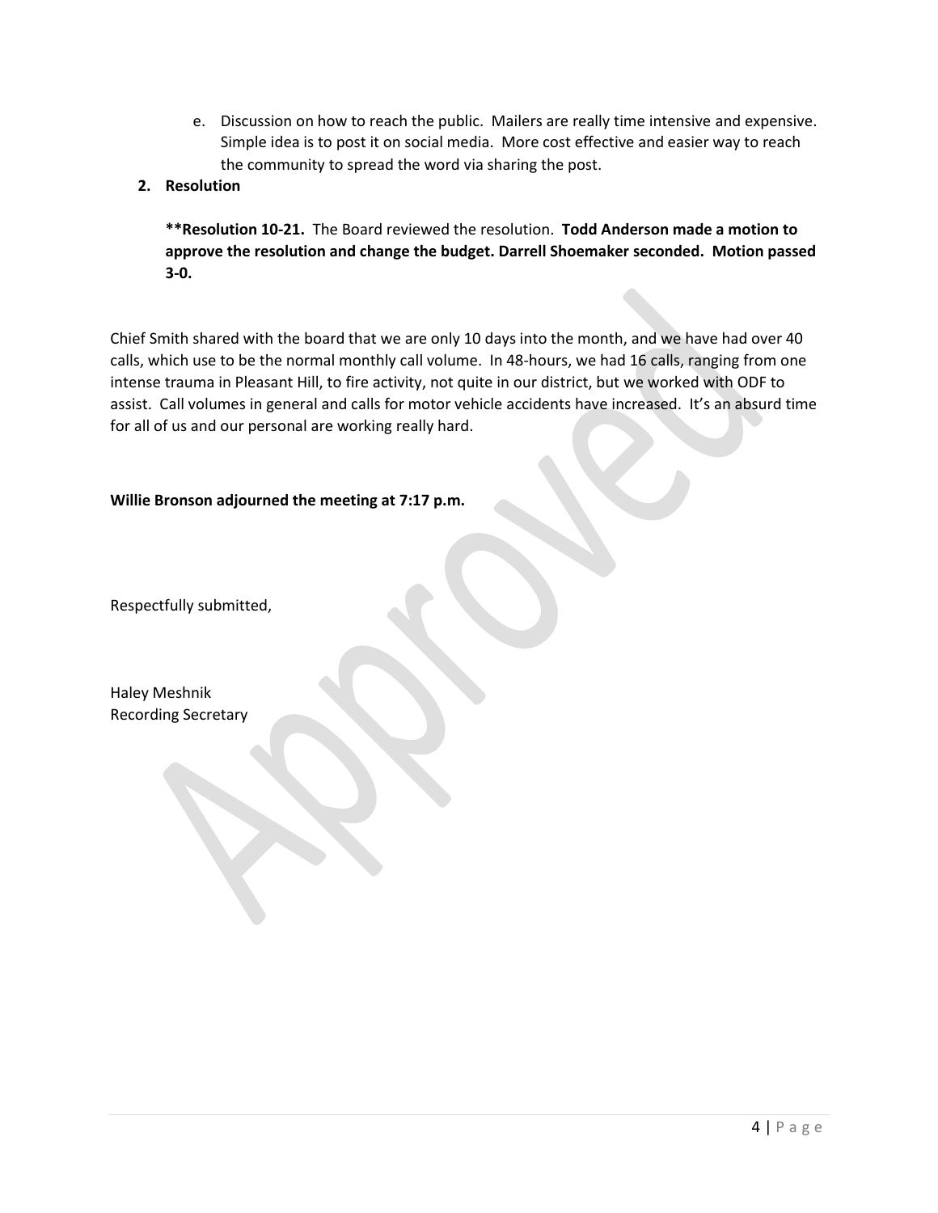e. Discussion on how to reach the public. Mailers are really time intensive and expensive. Simple idea is to post it on social media. More cost effective and easier way to reach the community to spread the word via sharing the post.

**2. Resolution**

**\*\*Resolution 10-21.** The Board reviewed the resolution. **Todd Anderson made a motion to approve the resolution and change the budget. Darrell Shoemaker seconded. Motion passed 3-0.**

Chief Smith shared with the board that we are only 10 days into the month, and we have had over 40 calls, which use to be the normal monthly call volume. In 48-hours, we had 16 calls, ranging from one intense trauma in Pleasant Hill, to fire activity, not quite in our district, but we worked with ODF to assist. Call volumes in general and calls for motor vehicle accidents have increased. It's an absurd time for all of us and our personal are working really hard.

**Willie Bronson adjourned the meeting at 7:17 p.m.**

Respectfully submitted,

Haley Meshnik
Recording Secretary